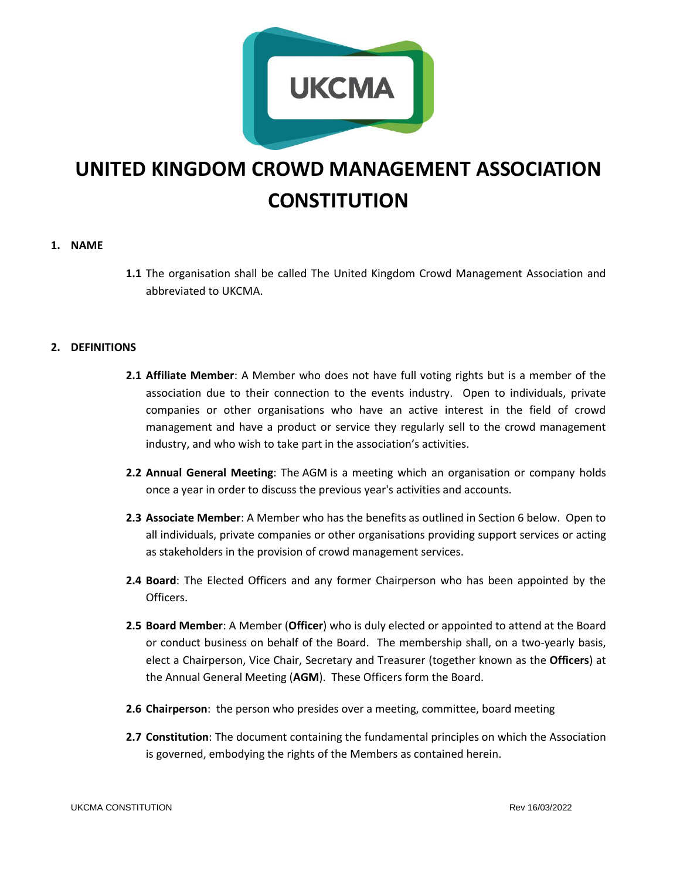# UNITED KINGDOM CROWD MANAGEMENT ASSOCIATION CONSTITUTION

## 1. NAME

**1.1** The organisation shall be called The United Kingdom Crowd Management Association and abbreviated to UKCMA.

## 2. DEFINITIONS

**2.1 Affiliate Member**: A Member who does not have full voting rights but is a member of the association due to their connection to the events industry. Open to individuals, private companies or other organisations who have an active interest in the field of crowd management and have a product or service they regularly sell to the crowd management industry, and who wish to take part in the association's activities.

**2.2 Annual General Meeting**: The AGM is a meeting which an organisation or company holds once a year in order to discuss the previous year's activities and accounts.

**2.3 Associate Member**: A Member who has the benefits as outlined in Section 6 below. Open to all individuals, private companies or other organisations providing support services or acting as stakeholders in the provision of crowd management services.

**2.4 Board**: The Elected Officers and any former Chairperson who has been appointed by the Officers.

**2.5 Board Member**: A Member (**Officer**) who is duly elected or appointed to attend at the Board or conduct business on behalf of the Board. The membership shall, on a two-yearly basis, elect a Chairperson, Vice Chair, Secretary and Treasurer (together known as the **Officers**) at the Annual General Meeting (**AGM**). These Officers form the Board.

**2.6 Chairperson**: the person who presides over a meeting, committee, board meeting

**2.7 Constitution**: The document containing the fundamental principles on which the Association is governed, embodying the rights of the Members as contained herein.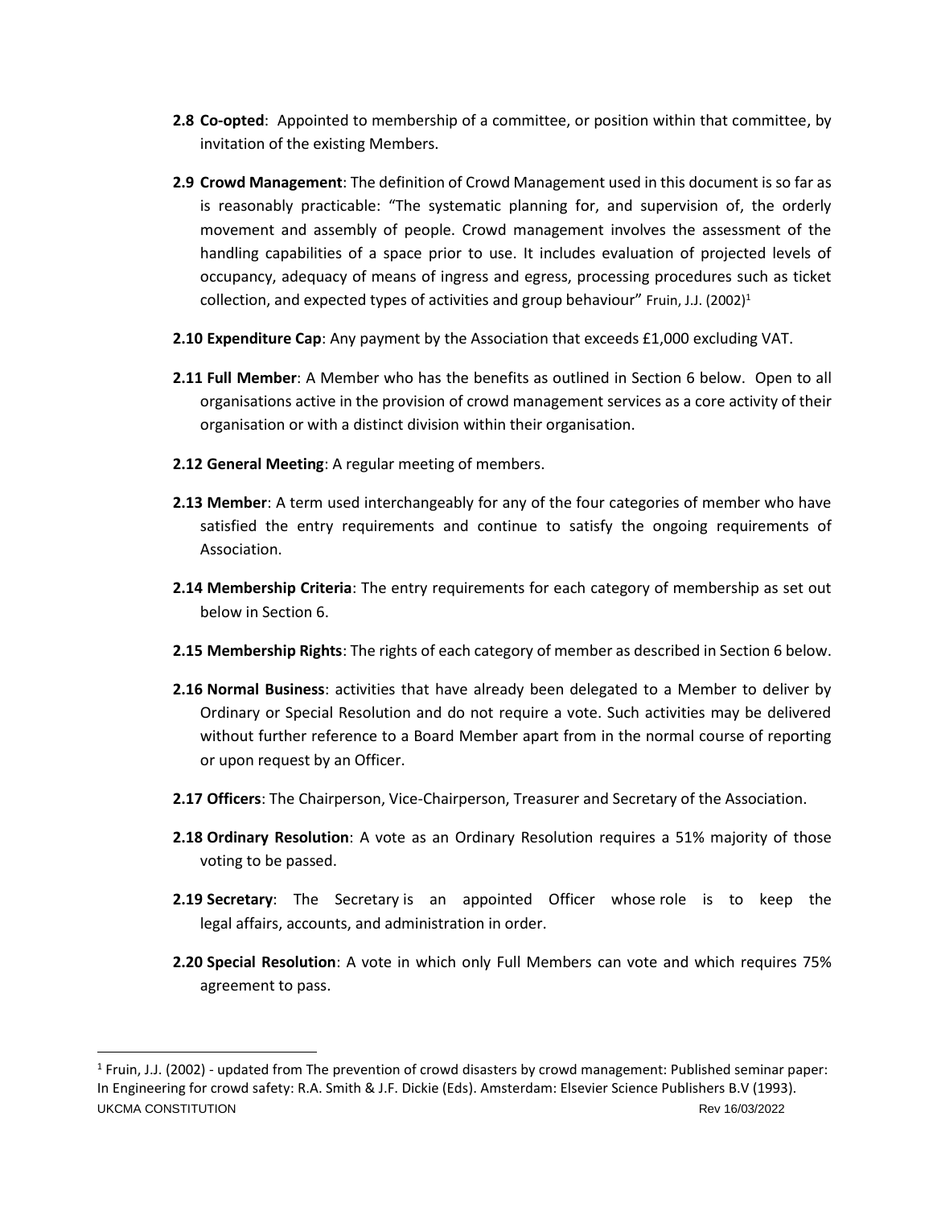**2.8 Co-opted**: Appointed to membership of a committee, or position within that committee, by invitation of the existing Members.

**2.9 Crowd Management**: The definition of Crowd Management used in this document is so far as is reasonably practicable: "The systematic planning for, and supervision of, the orderly movement and assembly of people. Crowd management involves the assessment of the handling capabilities of a space prior to use. It includes evaluation of projected levels of occupancy, adequacy of means of ingress and egress, processing procedures such as ticket collection, and expected types of activities and group behaviour" Fruin, J.J. (2002)[1]

**2.10 Expenditure Cap**: Any payment by the Association that exceeds £1,000 excluding VAT.

**2.11 Full Member**: A Member who has the benefits as outlined in Section 6 below. Open to all organisations active in the provision of crowd management services as a core activity of their organisation or with a distinct division within their organisation.

**2.12 General Meeting**: A regular meeting of members.

**2.13 Member**: A term used interchangeably for any of the four categories of member who have satisfied the entry requirements and continue to satisfy the ongoing requirements of Association.

**2.14 Membership Criteria**: The entry requirements for each category of membership as set out below in Section 6.

**2.15 Membership Rights**: The rights of each category of member as described in Section 6 below.

**2.16 Normal Business**: activities that have already been delegated to a Member to deliver by Ordinary or Special Resolution and do not require a vote. Such activities may be delivered without further reference to a Board Member apart from in the normal course of reporting or upon request by an Officer.

**2.17 Officers**: The Chairperson, Vice-Chairperson, Treasurer and Secretary of the Association.

**2.18 Ordinary Resolution**: A vote as an Ordinary Resolution requires a 51% majority of those voting to be passed.

**2.19 Secretary**: The Secretary is an appointed Officer whose role is to keep the legal affairs, accounts, and administration in order.

**2.20 Special Resolution**: A vote in which only Full Members can vote and which requires 75% agreement to pass.

---

[1] Fruin, J.J. (2002) - updated from The prevention of crowd disasters by crowd management: Published seminar paper: In Engineering for crowd safety: R.A. Smith & J.F. Dickie (Eds). Amsterdam: Elsevier Science Publishers B.V (1993).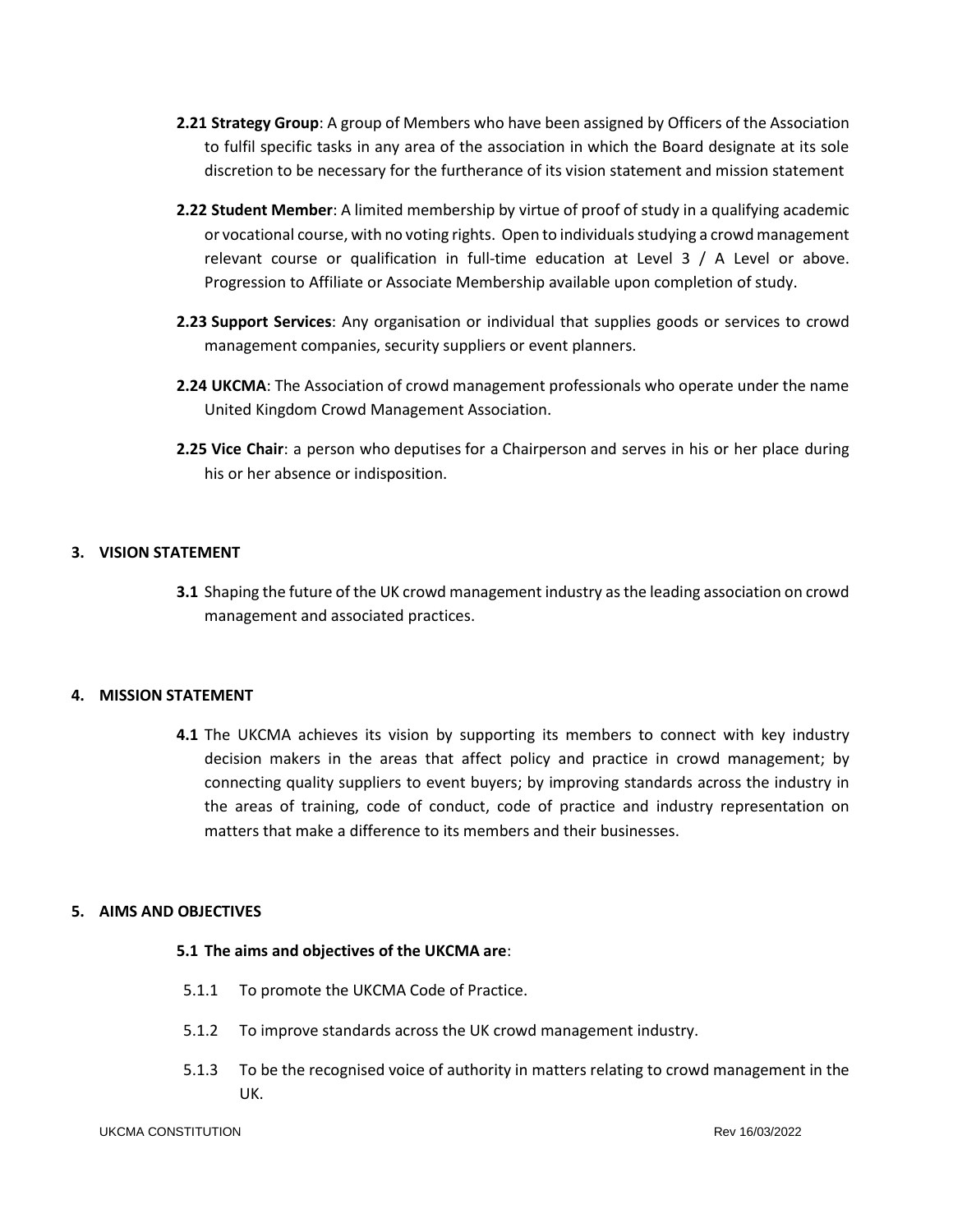**2.21 Strategy Group**: A group of Members who have been assigned by Officers of the Association to fulfil specific tasks in any area of the association in which the Board designate at its sole discretion to be necessary for the furtherance of its vision statement and mission statement

**2.22 Student Member**: A limited membership by virtue of proof of study in a qualifying academic or vocational course, with no voting rights. Open to individuals studying a crowd management relevant course or qualification in full-time education at Level 3 / A Level or above. Progression to Affiliate or Associate Membership available upon completion of study.

**2.23 Support Services**: Any organisation or individual that supplies goods or services to crowd management companies, security suppliers or event planners.

**2.24 UKCMA**: The Association of crowd management professionals who operate under the name United Kingdom Crowd Management Association.

**2.25 Vice Chair**: a person who deputises for a Chairperson and serves in his or her place during his or her absence or indisposition.

## 3. VISION STATEMENT

**3.1** Shaping the future of the UK crowd management industry as the leading association on crowd management and associated practices.

## 4. MISSION STATEMENT

**4.1** The UKCMA achieves its vision by supporting its members to connect with key industry decision makers in the areas that affect policy and practice in crowd management; by connecting quality suppliers to event buyers; by improving standards across the industry in the areas of training, code of conduct, code of practice and industry representation on matters that make a difference to its members and their businesses.

## 5. AIMS AND OBJECTIVES

**5.1 The aims and objectives of the UKCMA are**:

5.1.1 To promote the UKCMA Code of Practice.

5.1.2 To improve standards across the UK crowd management industry.

5.1.3 To be the recognised voice of authority in matters relating to crowd management in the UK.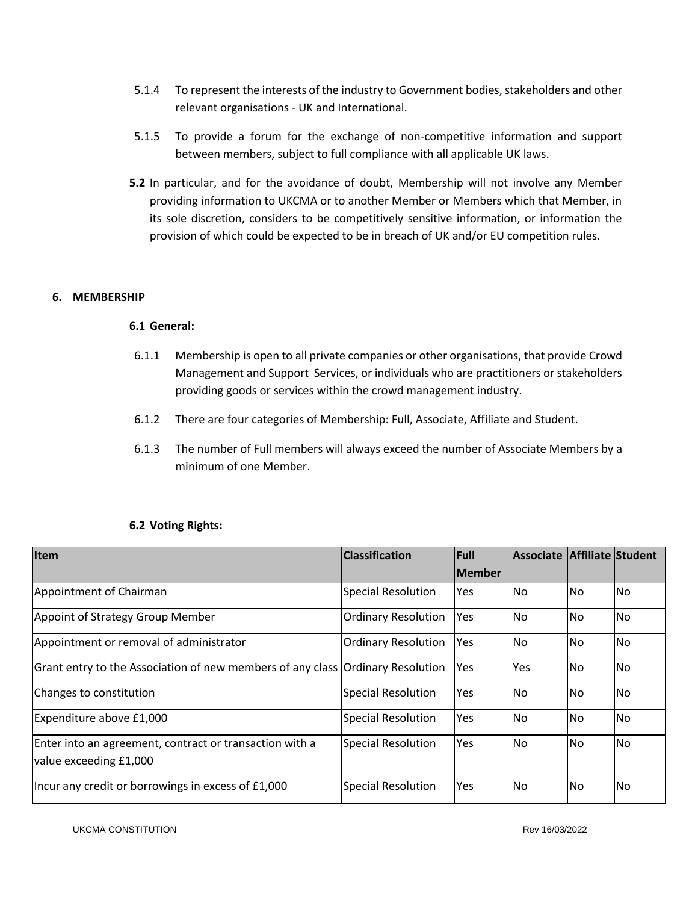5.1.4 To represent the interests of the industry to Government bodies, stakeholders and other relevant organisations - UK and International.

5.1.5 To provide a forum for the exchange of non-competitive information and support between members, subject to full compliance with all applicable UK laws.

**5.2** In particular, and for the avoidance of doubt, Membership will not involve any Member providing information to UKCMA or to another Member or Members which that Member, in its sole discretion, considers to be competitively sensitive information, or information the provision of which could be expected to be in breach of UK and/or EU competition rules.

## 6. MEMBERSHIP

### 6.1 General:

6.1.1 Membership is open to all private companies or other organisations, that provide Crowd Management and Support Services, or individuals who are practitioners or stakeholders providing goods or services within the crowd management industry.

6.1.2 There are four categories of Membership: Full, Associate, Affiliate and Student.

6.1.3 The number of Full members will always exceed the number of Associate Members by a minimum of one Member.

### 6.2 Voting Rights:

| Item | Classification | Full Member | Associate | Affiliate | Student |
|---|---|---|---|---|---|
| Appointment of Chairman | Special Resolution | Yes | No | No | No |
| Appoint of Strategy Group Member | Ordinary Resolution | Yes | No | No | No |
| Appointment or removal of administrator | Ordinary Resolution | Yes | No | No | No |
| Grant entry to the Association of new members of any class | Ordinary Resolution | Yes | Yes | No | No |
| Changes to constitution | Special Resolution | Yes | No | No | No |
| Expenditure above £1,000 | Special Resolution | Yes | No | No | No |
| Enter into an agreement, contract or transaction with a value exceeding £1,000 | Special Resolution | Yes | No | No | No |
| Incur any credit or borrowings in excess of £1,000 | Special Resolution | Yes | No | No | No |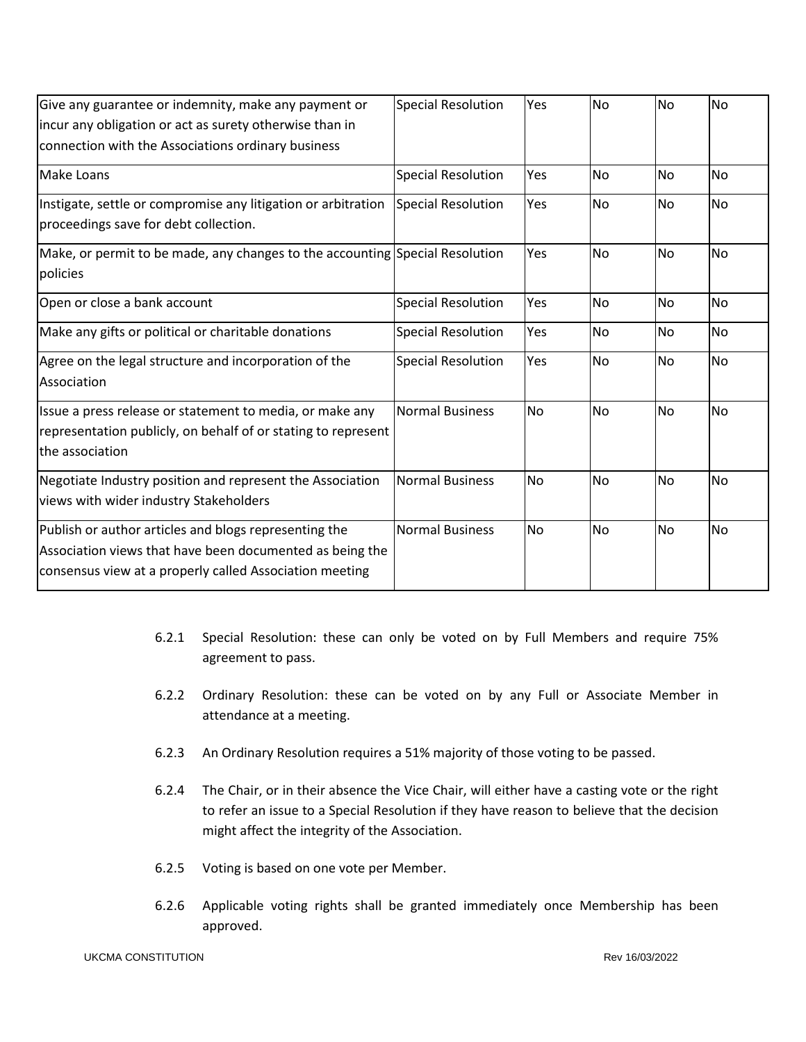| | | | | | |
|---|---|---|---|---|---|
| Give any guarantee or indemnity, make any payment or incur any obligation or act as surety otherwise than in connection with the Associations ordinary business | Special Resolution | Yes | No | No | No |
| Make Loans | Special Resolution | Yes | No | No | No |
| Instigate, settle or compromise any litigation or arbitration proceedings save for debt collection. | Special Resolution | Yes | No | No | No |
| Make, or permit to be made, any changes to the accounting policies | Special Resolution | Yes | No | No | No |
| Open or close a bank account | Special Resolution | Yes | No | No | No |
| Make any gifts or political or charitable donations | Special Resolution | Yes | No | No | No |
| Agree on the legal structure and incorporation of the Association | Special Resolution | Yes | No | No | No |
| Issue a press release or statement to media, or make any representation publicly, on behalf of or stating to represent the association | Normal Business | No | No | No | No |
| Negotiate Industry position and represent the Association views with wider industry Stakeholders | Normal Business | No | No | No | No |
| Publish or author articles and blogs representing the Association views that have been documented as being the consensus view at a properly called Association meeting | Normal Business | No | No | No | No |

6.2.1 Special Resolution: these can only be voted on by Full Members and require 75% agreement to pass.

6.2.2 Ordinary Resolution: these can be voted on by any Full or Associate Member in attendance at a meeting.

6.2.3 An Ordinary Resolution requires a 51% majority of those voting to be passed.

6.2.4 The Chair, or in their absence the Vice Chair, will either have a casting vote or the right to refer an issue to a Special Resolution if they have reason to believe that the decision might affect the integrity of the Association.

6.2.5 Voting is based on one vote per Member.

6.2.6 Applicable voting rights shall be granted immediately once Membership has been approved.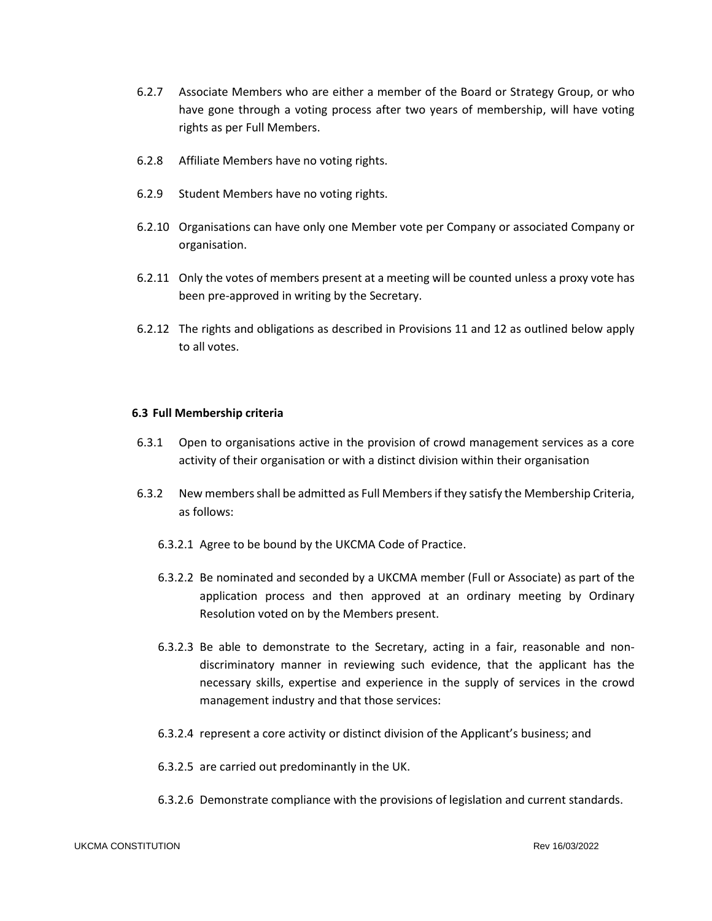6.2.7 Associate Members who are either a member of the Board or Strategy Group, or who have gone through a voting process after two years of membership, will have voting rights as per Full Members.

6.2.8 Affiliate Members have no voting rights.

6.2.9 Student Members have no voting rights.

6.2.10 Organisations can have only one Member vote per Company or associated Company or organisation.

6.2.11 Only the votes of members present at a meeting will be counted unless a proxy vote has been pre-approved in writing by the Secretary.

6.2.12 The rights and obligations as described in Provisions 11 and 12 as outlined below apply to all votes.

**6.3 Full Membership criteria**

6.3.1 Open to organisations active in the provision of crowd management services as a core activity of their organisation or with a distinct division within their organisation

6.3.2 New members shall be admitted as Full Members if they satisfy the Membership Criteria, as follows:

6.3.2.1 Agree to be bound by the UKCMA Code of Practice.

6.3.2.2 Be nominated and seconded by a UKCMA member (Full or Associate) as part of the application process and then approved at an ordinary meeting by Ordinary Resolution voted on by the Members present.

6.3.2.3 Be able to demonstrate to the Secretary, acting in a fair, reasonable and non-discriminatory manner in reviewing such evidence, that the applicant has the necessary skills, expertise and experience in the supply of services in the crowd management industry and that those services:

6.3.2.4 represent a core activity or distinct division of the Applicant's business; and

6.3.2.5 are carried out predominantly in the UK.

6.3.2.6 Demonstrate compliance with the provisions of legislation and current standards.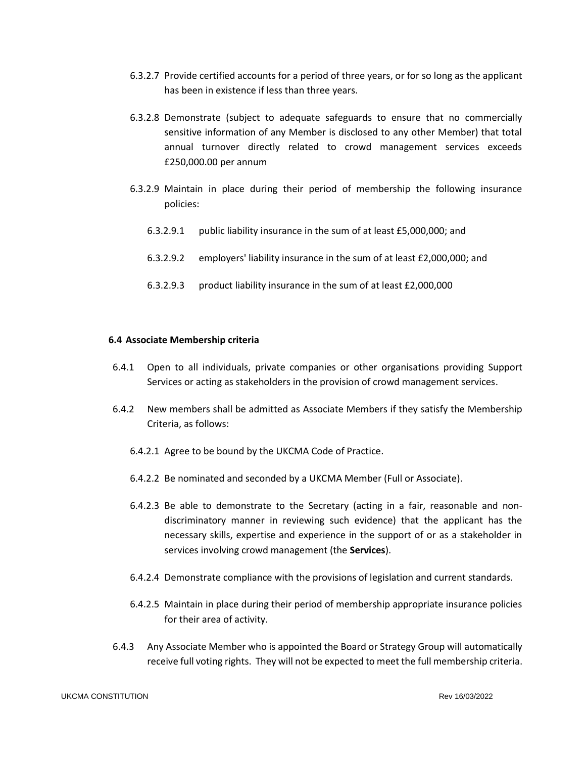6.3.2.7 Provide certified accounts for a period of three years, or for so long as the applicant has been in existence if less than three years.

6.3.2.8 Demonstrate (subject to adequate safeguards to ensure that no commercially sensitive information of any Member is disclosed to any other Member) that total annual turnover directly related to crowd management services exceeds £250,000.00 per annum

6.3.2.9 Maintain in place during their period of membership the following insurance policies:

6.3.2.9.1 public liability insurance in the sum of at least £5,000,000; and

6.3.2.9.2 employers' liability insurance in the sum of at least £2,000,000; and

6.3.2.9.3 product liability insurance in the sum of at least £2,000,000

**6.4 Associate Membership criteria**

6.4.1 Open to all individuals, private companies or other organisations providing Support Services or acting as stakeholders in the provision of crowd management services.

6.4.2 New members shall be admitted as Associate Members if they satisfy the Membership Criteria, as follows:

6.4.2.1 Agree to be bound by the UKCMA Code of Practice.

6.4.2.2 Be nominated and seconded by a UKCMA Member (Full or Associate).

6.4.2.3 Be able to demonstrate to the Secretary (acting in a fair, reasonable and non-discriminatory manner in reviewing such evidence) that the applicant has the necessary skills, expertise and experience in the support of or as a stakeholder in services involving crowd management (the **Services**).

6.4.2.4 Demonstrate compliance with the provisions of legislation and current standards.

6.4.2.5 Maintain in place during their period of membership appropriate insurance policies for their area of activity.

6.4.3 Any Associate Member who is appointed the Board or Strategy Group will automatically receive full voting rights. They will not be expected to meet the full membership criteria.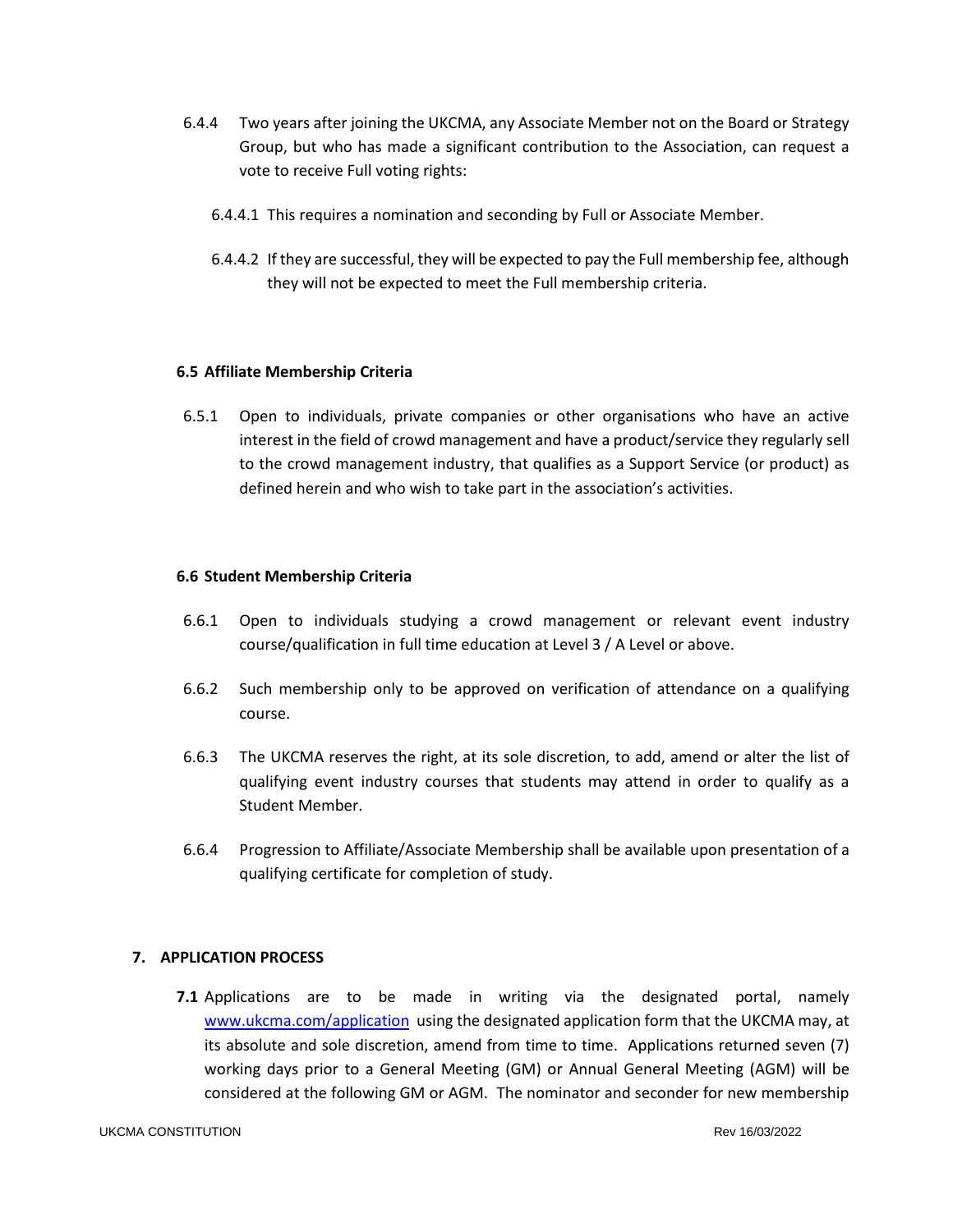6.4.4 Two years after joining the UKCMA, any Associate Member not on the Board or Strategy Group, but who has made a significant contribution to the Association, can request a vote to receive Full voting rights:

6.4.4.1 This requires a nomination and seconding by Full or Associate Member.

6.4.4.2 If they are successful, they will be expected to pay the Full membership fee, although they will not be expected to meet the Full membership criteria.

### 6.5 Affiliate Membership Criteria

6.5.1 Open to individuals, private companies or other organisations who have an active interest in the field of crowd management and have a product/service they regularly sell to the crowd management industry, that qualifies as a Support Service (or product) as defined herein and who wish to take part in the association's activities.

### 6.6 Student Membership Criteria

6.6.1 Open to individuals studying a crowd management or relevant event industry course/qualification in full time education at Level 3 / A Level or above.

6.6.2 Such membership only to be approved on verification of attendance on a qualifying course.

6.6.3 The UKCMA reserves the right, at its sole discretion, to add, amend or alter the list of qualifying event industry courses that students may attend in order to qualify as a Student Member.

6.6.4 Progression to Affiliate/Associate Membership shall be available upon presentation of a qualifying certificate for completion of study.

## 7. APPLICATION PROCESS

**7.1** Applications are to be made in writing via the designated portal, namely [www.ukcma.com/application](www.ukcma.com/application) using the designated application form that the UKCMA may, at its absolute and sole discretion, amend from time to time. Applications returned seven (7) working days prior to a General Meeting (GM) or Annual General Meeting (AGM) will be considered at the following GM or AGM. The nominator and seconder for new membership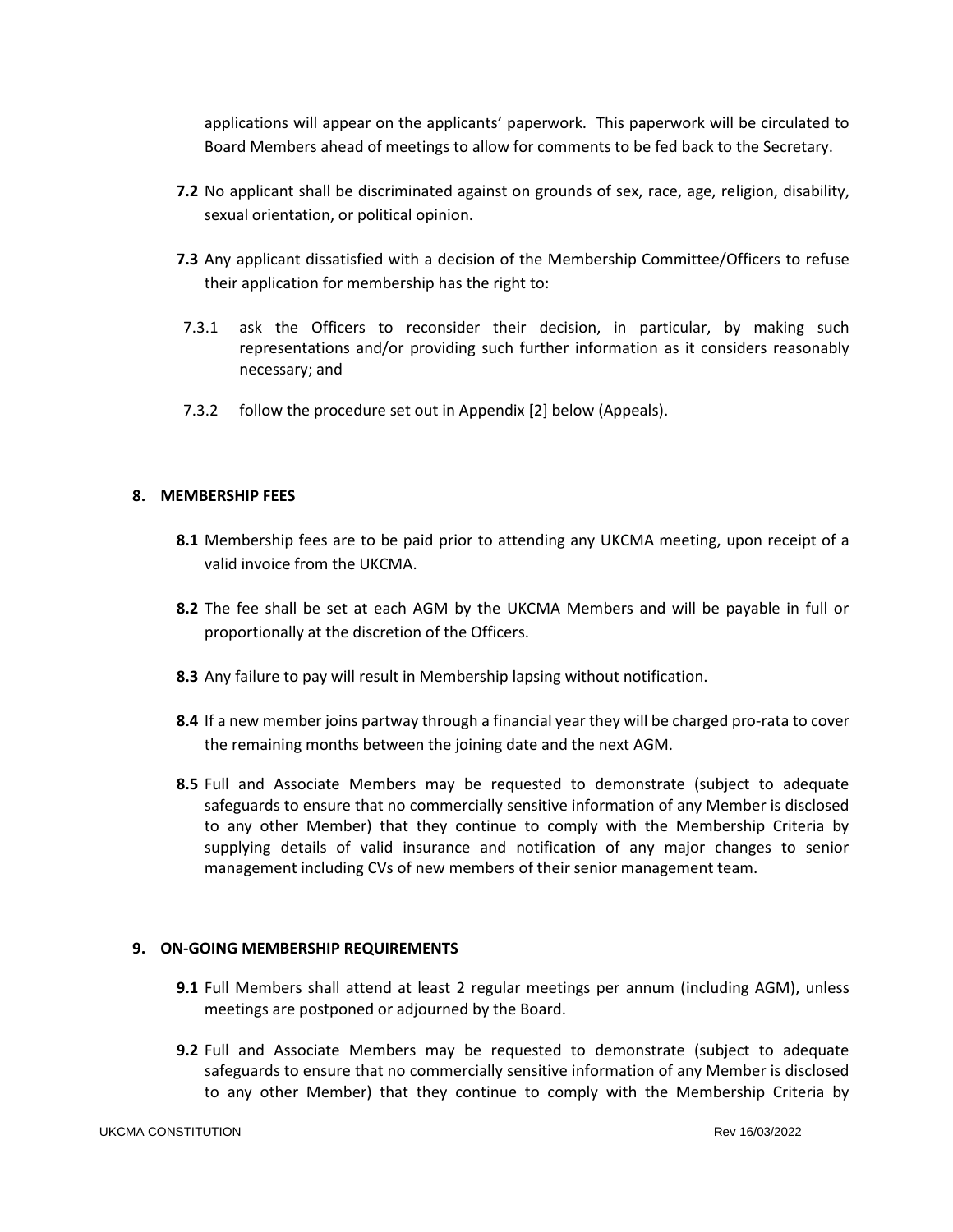applications will appear on the applicants' paperwork. This paperwork will be circulated to Board Members ahead of meetings to allow for comments to be fed back to the Secretary.

**7.2** No applicant shall be discriminated against on grounds of sex, race, age, religion, disability, sexual orientation, or political opinion.

**7.3** Any applicant dissatisfied with a decision of the Membership Committee/Officers to refuse their application for membership has the right to:

7.3.1 ask the Officers to reconsider their decision, in particular, by making such representations and/or providing such further information as it considers reasonably necessary; and

7.3.2 follow the procedure set out in Appendix [2] below (Appeals).

## 8. MEMBERSHIP FEES

**8.1** Membership fees are to be paid prior to attending any UKCMA meeting, upon receipt of a valid invoice from the UKCMA.

**8.2** The fee shall be set at each AGM by the UKCMA Members and will be payable in full or proportionally at the discretion of the Officers.

**8.3** Any failure to pay will result in Membership lapsing without notification.

**8.4** If a new member joins partway through a financial year they will be charged pro-rata to cover the remaining months between the joining date and the next AGM.

**8.5** Full and Associate Members may be requested to demonstrate (subject to adequate safeguards to ensure that no commercially sensitive information of any Member is disclosed to any other Member) that they continue to comply with the Membership Criteria by supplying details of valid insurance and notification of any major changes to senior management including CVs of new members of their senior management team.

## 9. ON-GOING MEMBERSHIP REQUIREMENTS

**9.1** Full Members shall attend at least 2 regular meetings per annum (including AGM), unless meetings are postponed or adjourned by the Board.

**9.2** Full and Associate Members may be requested to demonstrate (subject to adequate safeguards to ensure that no commercially sensitive information of any Member is disclosed to any other Member) that they continue to comply with the Membership Criteria by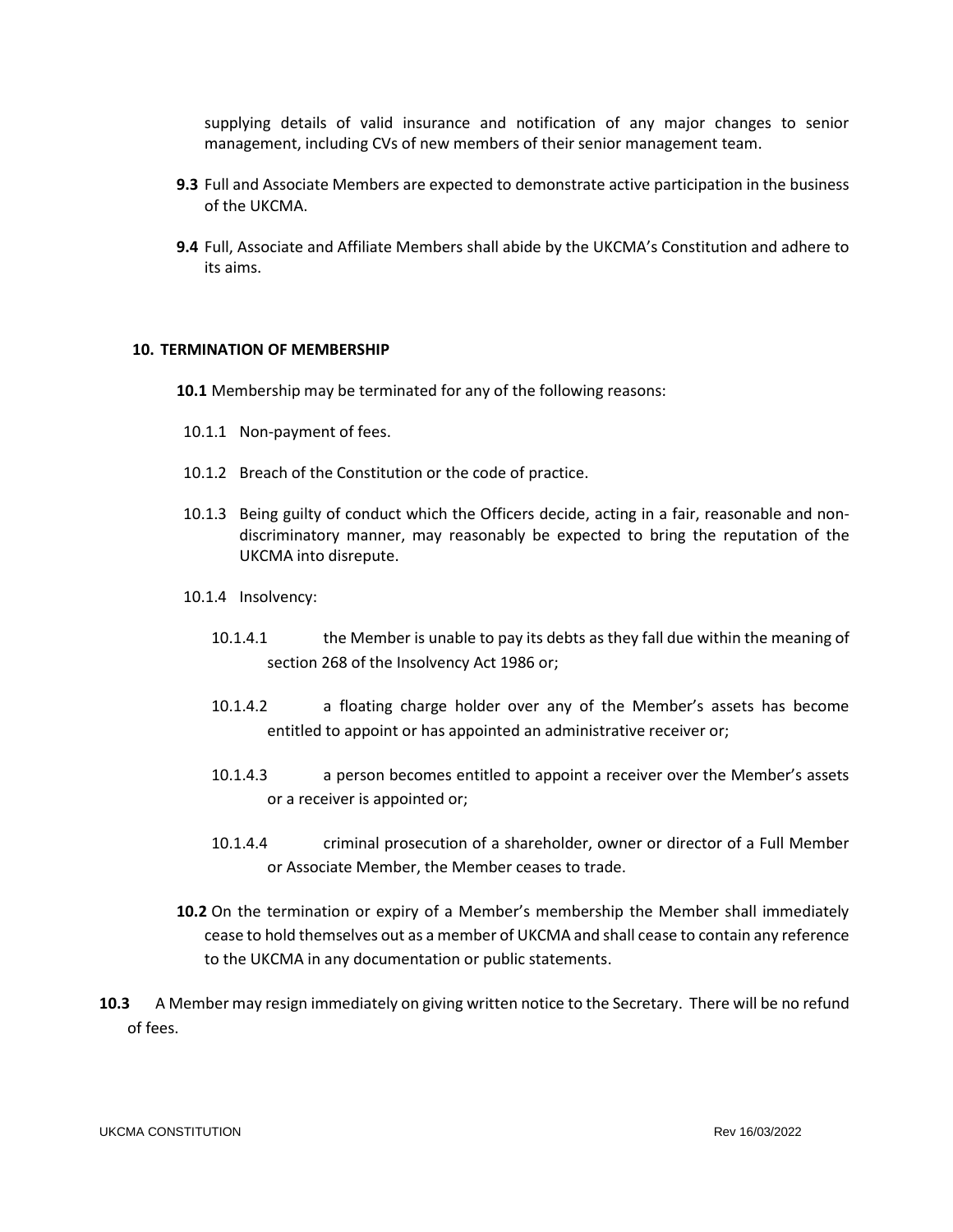supplying details of valid insurance and notification of any major changes to senior management, including CVs of new members of their senior management team.

**9.3** Full and Associate Members are expected to demonstrate active participation in the business of the UKCMA.

**9.4** Full, Associate and Affiliate Members shall abide by the UKCMA's Constitution and adhere to its aims.

## 10. TERMINATION OF MEMBERSHIP

**10.1** Membership may be terminated for any of the following reasons:

10.1.1 Non-payment of fees.

10.1.2 Breach of the Constitution or the code of practice.

10.1.3 Being guilty of conduct which the Officers decide, acting in a fair, reasonable and non-discriminatory manner, may reasonably be expected to bring the reputation of the UKCMA into disrepute.

10.1.4 Insolvency:

10.1.4.1 the Member is unable to pay its debts as they fall due within the meaning of section 268 of the Insolvency Act 1986 or;

10.1.4.2 a floating charge holder over any of the Member's assets has become entitled to appoint or has appointed an administrative receiver or;

10.1.4.3 a person becomes entitled to appoint a receiver over the Member's assets or a receiver is appointed or;

10.1.4.4 criminal prosecution of a shareholder, owner or director of a Full Member or Associate Member, the Member ceases to trade.

**10.2** On the termination or expiry of a Member's membership the Member shall immediately cease to hold themselves out as a member of UKCMA and shall cease to contain any reference to the UKCMA in any documentation or public statements.

**10.3** A Member may resign immediately on giving written notice to the Secretary. There will be no refund of fees.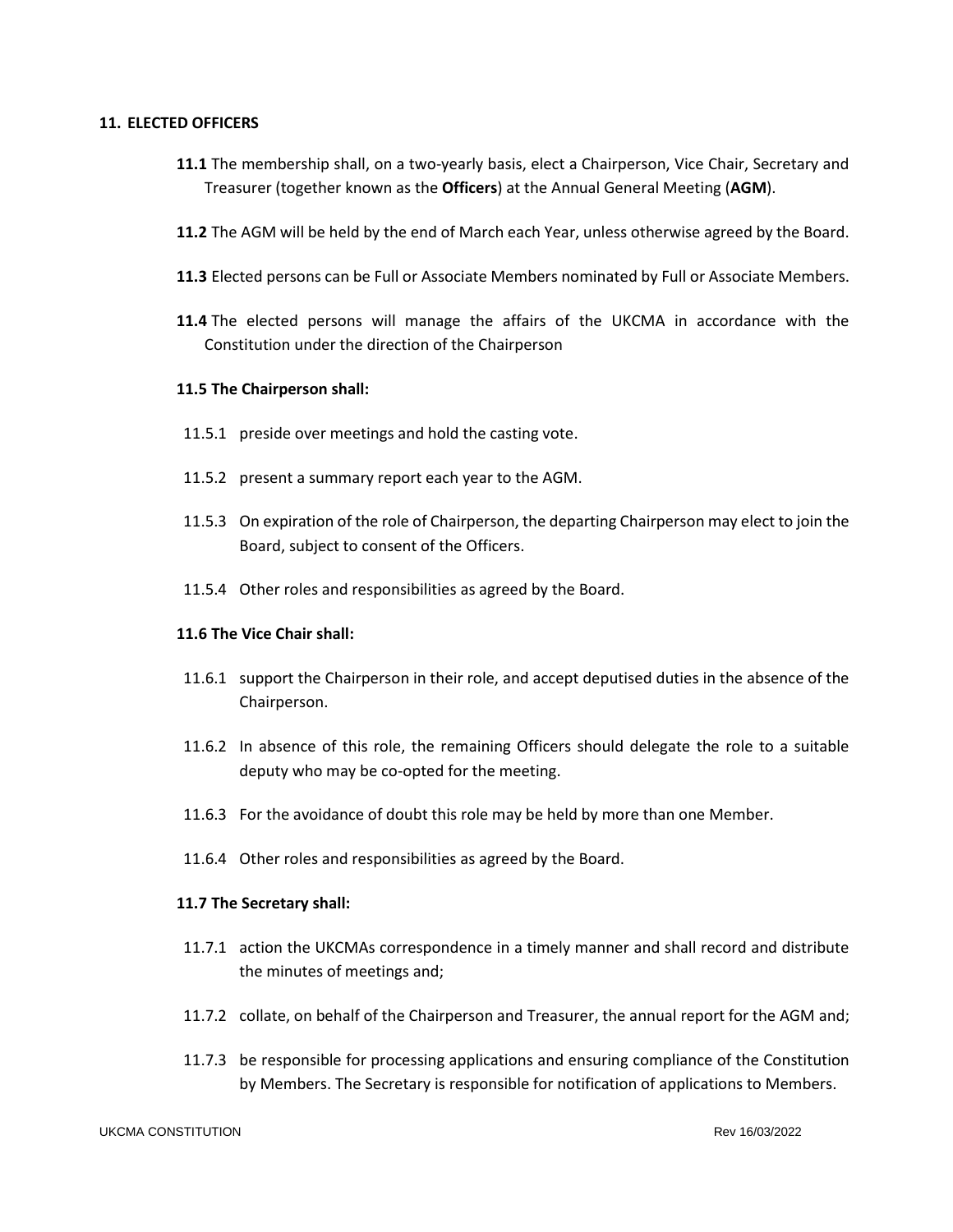## 11. ELECTED OFFICERS

**11.1** The membership shall, on a two-yearly basis, elect a Chairperson, Vice Chair, Secretary and Treasurer (together known as the **Officers**) at the Annual General Meeting (**AGM**).

**11.2** The AGM will be held by the end of March each Year, unless otherwise agreed by the Board.

**11.3** Elected persons can be Full or Associate Members nominated by Full or Associate Members.

**11.4** The elected persons will manage the affairs of the UKCMA in accordance with the Constitution under the direction of the Chairperson

**11.5 The Chairperson shall:**

11.5.1 preside over meetings and hold the casting vote.

11.5.2 present a summary report each year to the AGM.

11.5.3 On expiration of the role of Chairperson, the departing Chairperson may elect to join the Board, subject to consent of the Officers.

11.5.4 Other roles and responsibilities as agreed by the Board.

**11.6 The Vice Chair shall:**

11.6.1 support the Chairperson in their role, and accept deputised duties in the absence of the Chairperson.

11.6.2 In absence of this role, the remaining Officers should delegate the role to a suitable deputy who may be co-opted for the meeting.

11.6.3 For the avoidance of doubt this role may be held by more than one Member.

11.6.4 Other roles and responsibilities as agreed by the Board.

**11.7 The Secretary shall:**

11.7.1 action the UKCMAs correspondence in a timely manner and shall record and distribute the minutes of meetings and;

11.7.2 collate, on behalf of the Chairperson and Treasurer, the annual report for the AGM and;

11.7.3 be responsible for processing applications and ensuring compliance of the Constitution by Members. The Secretary is responsible for notification of applications to Members.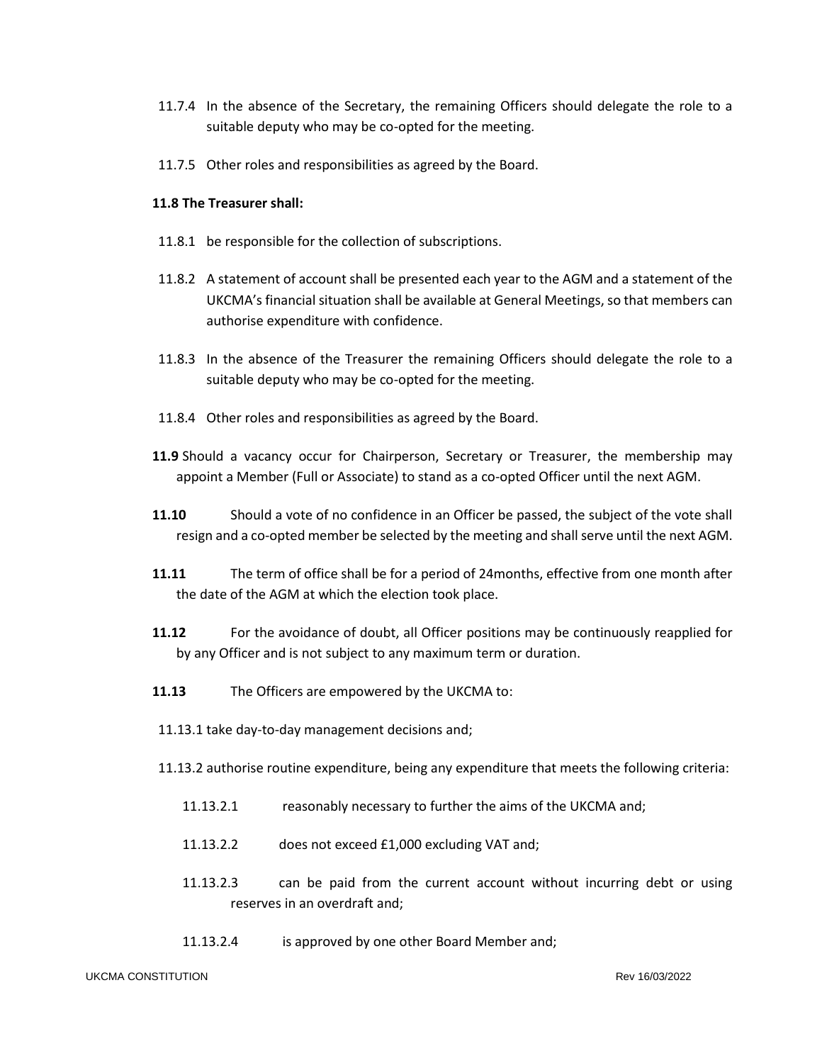11.7.4 In the absence of the Secretary, the remaining Officers should delegate the role to a suitable deputy who may be co-opted for the meeting.

11.7.5 Other roles and responsibilities as agreed by the Board.

**11.8 The Treasurer shall:**

11.8.1 be responsible for the collection of subscriptions.

11.8.2 A statement of account shall be presented each year to the AGM and a statement of the UKCMA's financial situation shall be available at General Meetings, so that members can authorise expenditure with confidence.

11.8.3 In the absence of the Treasurer the remaining Officers should delegate the role to a suitable deputy who may be co-opted for the meeting.

11.8.4 Other roles and responsibilities as agreed by the Board.

**11.9** Should a vacancy occur for Chairperson, Secretary or Treasurer, the membership may appoint a Member (Full or Associate) to stand as a co-opted Officer until the next AGM.

**11.10** Should a vote of no confidence in an Officer be passed, the subject of the vote shall resign and a co-opted member be selected by the meeting and shall serve until the next AGM.

**11.11** The term of office shall be for a period of 24months, effective from one month after the date of the AGM at which the election took place.

**11.12** For the avoidance of doubt, all Officer positions may be continuously reapplied for by any Officer and is not subject to any maximum term or duration.

**11.13** The Officers are empowered by the UKCMA to:

11.13.1 take day-to-day management decisions and;

11.13.2 authorise routine expenditure, being any expenditure that meets the following criteria:

11.13.2.1 reasonably necessary to further the aims of the UKCMA and;

11.13.2.2 does not exceed £1,000 excluding VAT and;

11.13.2.3 can be paid from the current account without incurring debt or using reserves in an overdraft and;

11.13.2.4 is approved by one other Board Member and;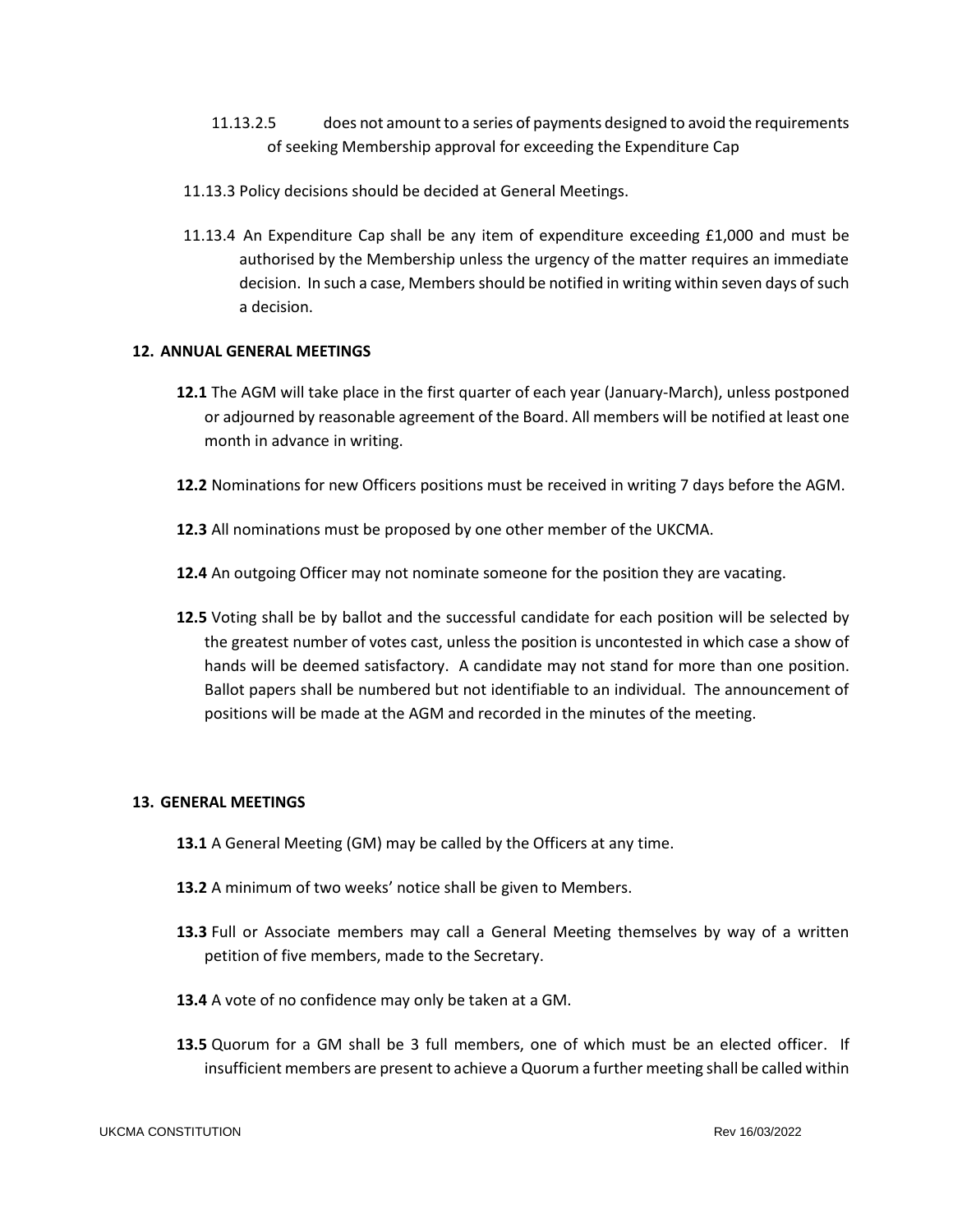11.13.2.5 does not amount to a series of payments designed to avoid the requirements of seeking Membership approval for exceeding the Expenditure Cap

11.13.3 Policy decisions should be decided at General Meetings.

11.13.4 An Expenditure Cap shall be any item of expenditure exceeding £1,000 and must be authorised by the Membership unless the urgency of the matter requires an immediate decision. In such a case, Members should be notified in writing within seven days of such a decision.

## 12. ANNUAL GENERAL MEETINGS

**12.1** The AGM will take place in the first quarter of each year (January-March), unless postponed or adjourned by reasonable agreement of the Board. All members will be notified at least one month in advance in writing.

**12.2** Nominations for new Officers positions must be received in writing 7 days before the AGM.

**12.3** All nominations must be proposed by one other member of the UKCMA.

**12.4** An outgoing Officer may not nominate someone for the position they are vacating.

**12.5** Voting shall be by ballot and the successful candidate for each position will be selected by the greatest number of votes cast, unless the position is uncontested in which case a show of hands will be deemed satisfactory. A candidate may not stand for more than one position. Ballot papers shall be numbered but not identifiable to an individual. The announcement of positions will be made at the AGM and recorded in the minutes of the meeting.

## 13. GENERAL MEETINGS

**13.1** A General Meeting (GM) may be called by the Officers at any time.

**13.2** A minimum of two weeks' notice shall be given to Members.

**13.3** Full or Associate members may call a General Meeting themselves by way of a written petition of five members, made to the Secretary.

**13.4** A vote of no confidence may only be taken at a GM.

**13.5** Quorum for a GM shall be 3 full members, one of which must be an elected officer. If insufficient members are present to achieve a Quorum a further meeting shall be called within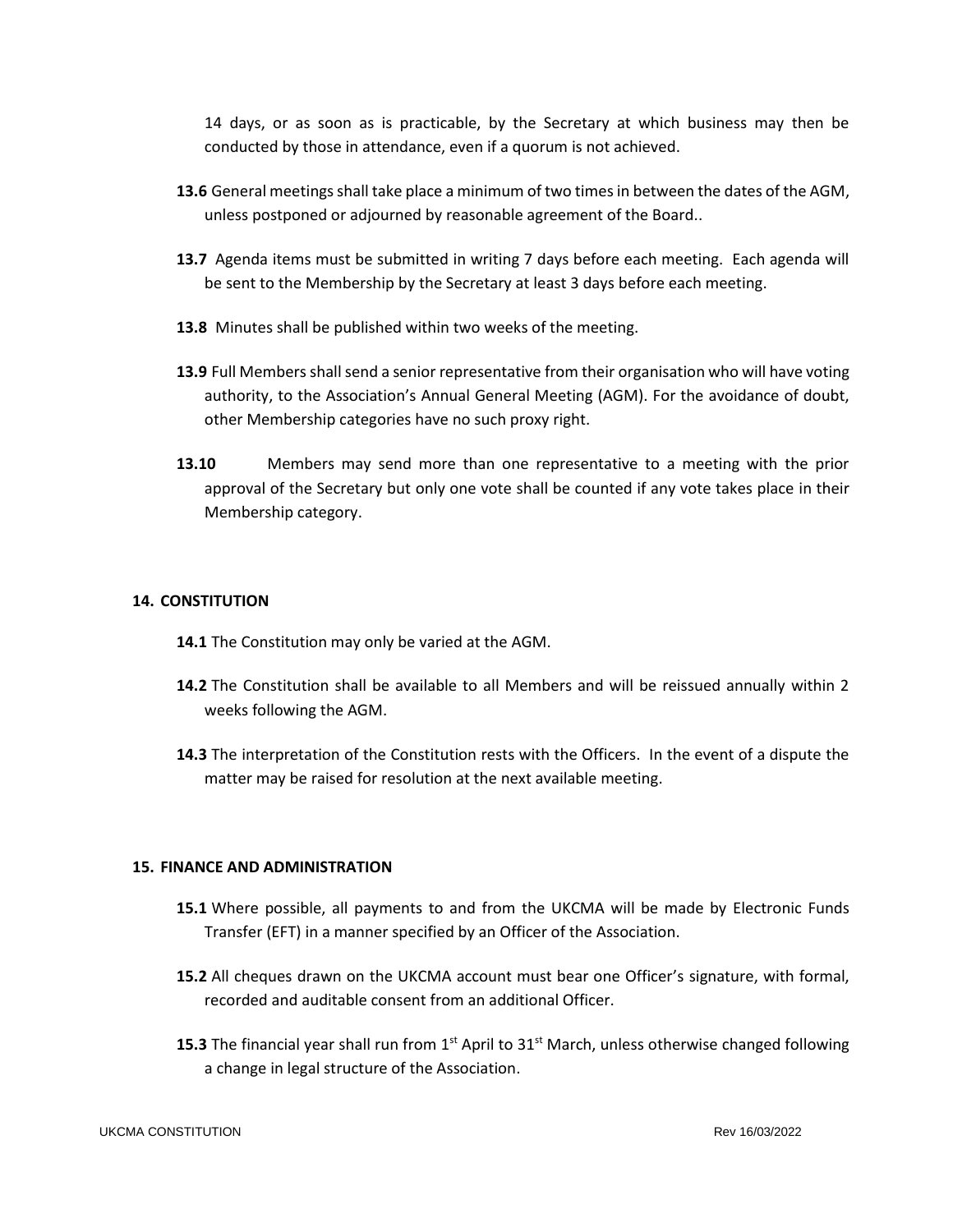14 days, or as soon as is practicable, by the Secretary at which business may then be conducted by those in attendance, even if a quorum is not achieved.

**13.6** General meetings shall take place a minimum of two times in between the dates of the AGM, unless postponed or adjourned by reasonable agreement of the Board..

**13.7** Agenda items must be submitted in writing 7 days before each meeting. Each agenda will be sent to the Membership by the Secretary at least 3 days before each meeting.

**13.8** Minutes shall be published within two weeks of the meeting.

**13.9** Full Members shall send a senior representative from their organisation who will have voting authority, to the Association's Annual General Meeting (AGM). For the avoidance of doubt, other Membership categories have no such proxy right.

**13.10** Members may send more than one representative to a meeting with the prior approval of the Secretary but only one vote shall be counted if any vote takes place in their Membership category.

## 14. CONSTITUTION

**14.1** The Constitution may only be varied at the AGM.

**14.2** The Constitution shall be available to all Members and will be reissued annually within 2 weeks following the AGM.

**14.3** The interpretation of the Constitution rests with the Officers. In the event of a dispute the matter may be raised for resolution at the next available meeting.

## 15. FINANCE AND ADMINISTRATION

**15.1** Where possible, all payments to and from the UKCMA will be made by Electronic Funds Transfer (EFT) in a manner specified by an Officer of the Association.

**15.2** All cheques drawn on the UKCMA account must bear one Officer's signature, with formal, recorded and auditable consent from an additional Officer.

**15.3** The financial year shall run from 1st April to 31st March, unless otherwise changed following a change in legal structure of the Association.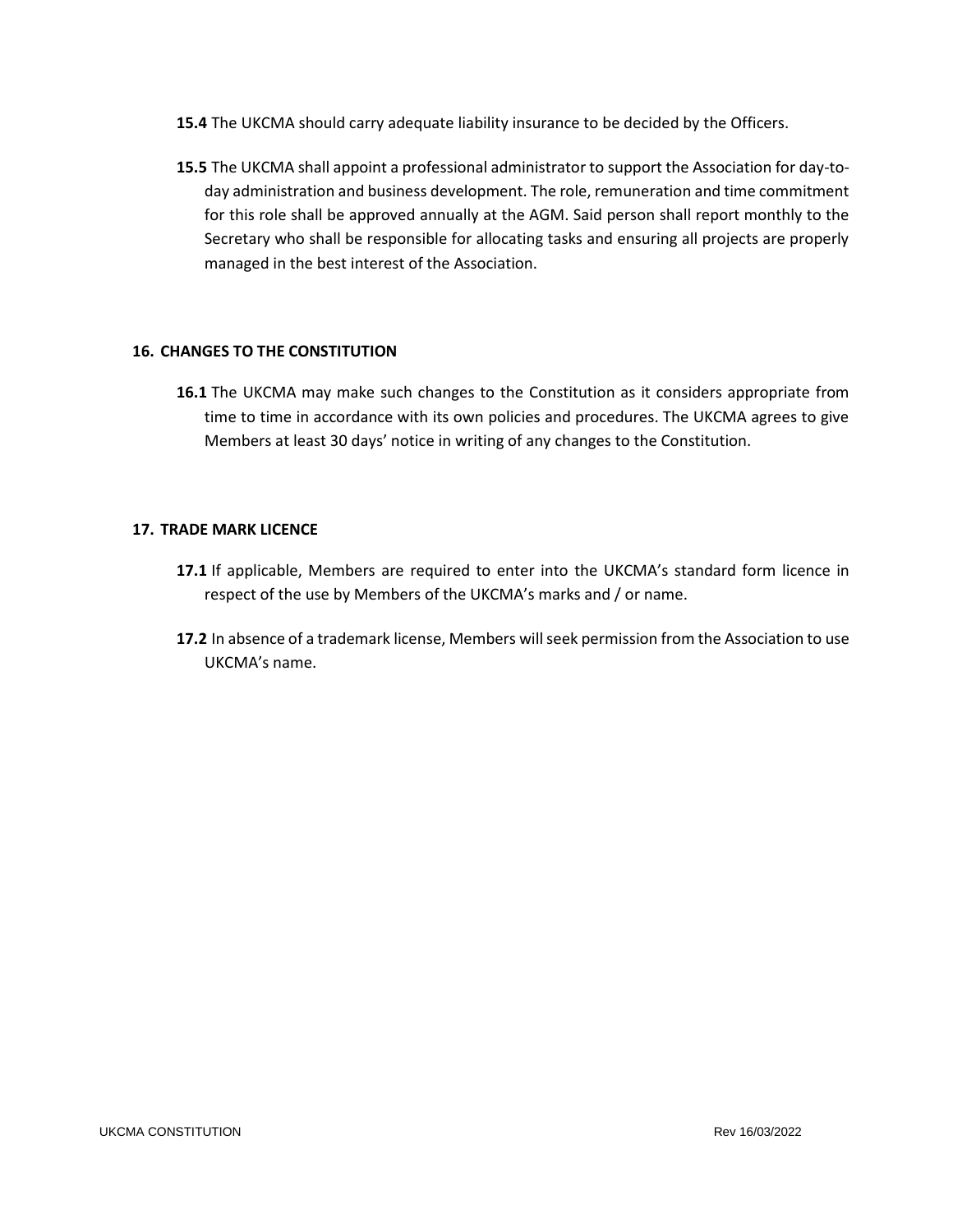**15.4** The UKCMA should carry adequate liability insurance to be decided by the Officers.

**15.5** The UKCMA shall appoint a professional administrator to support the Association for day-to-day administration and business development. The role, remuneration and time commitment for this role shall be approved annually at the AGM. Said person shall report monthly to the Secretary who shall be responsible for allocating tasks and ensuring all projects are properly managed in the best interest of the Association.

## 16. CHANGES TO THE CONSTITUTION

**16.1** The UKCMA may make such changes to the Constitution as it considers appropriate from time to time in accordance with its own policies and procedures. The UKCMA agrees to give Members at least 30 days' notice in writing of any changes to the Constitution.

## 17. TRADE MARK LICENCE

**17.1** If applicable, Members are required to enter into the UKCMA's standard form licence in respect of the use by Members of the UKCMA's marks and / or name.

**17.2** In absence of a trademark license, Members will seek permission from the Association to use UKCMA's name.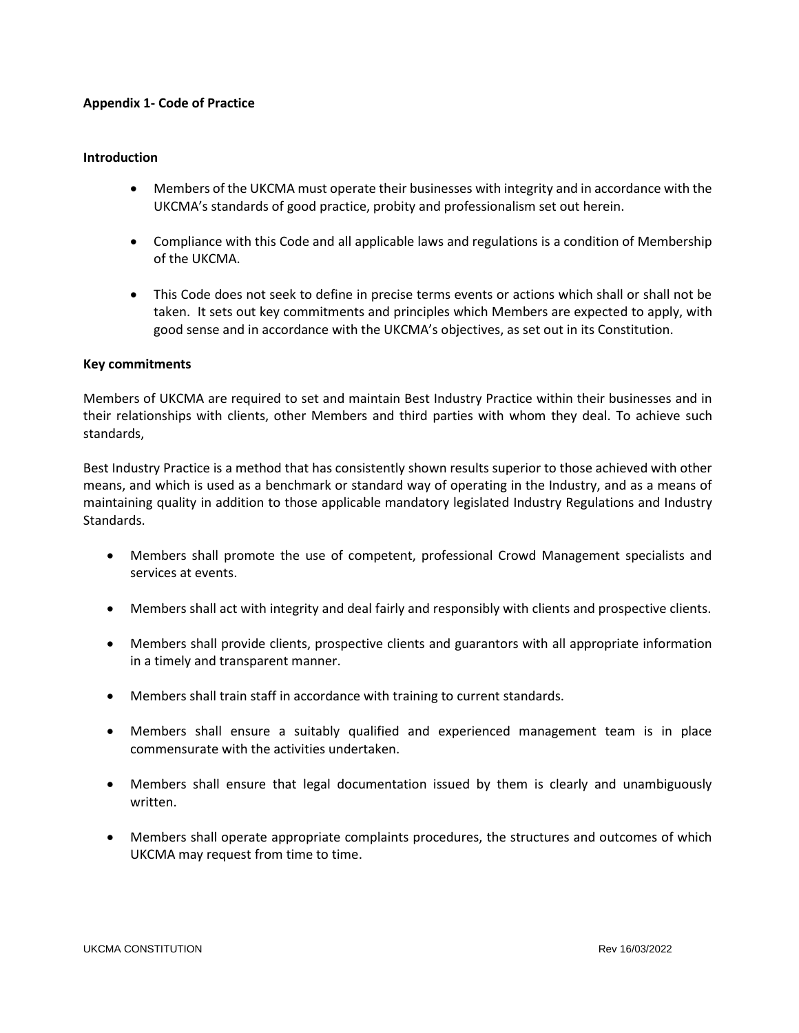**Appendix 1- Code of Practice**

**Introduction**

- Members of the UKCMA must operate their businesses with integrity and in accordance with the UKCMA's standards of good practice, probity and professionalism set out herein.
- Compliance with this Code and all applicable laws and regulations is a condition of Membership of the UKCMA.
- This Code does not seek to define in precise terms events or actions which shall or shall not be taken. It sets out key commitments and principles which Members are expected to apply, with good sense and in accordance with the UKCMA's objectives, as set out in its Constitution.

**Key commitments**

Members of UKCMA are required to set and maintain Best Industry Practice within their businesses and in their relationships with clients, other Members and third parties with whom they deal. To achieve such standards,

Best Industry Practice is a method that has consistently shown results superior to those achieved with other means, and which is used as a benchmark or standard way of operating in the Industry, and as a means of maintaining quality in addition to those applicable mandatory legislated Industry Regulations and Industry Standards.

- Members shall promote the use of competent, professional Crowd Management specialists and services at events.
- Members shall act with integrity and deal fairly and responsibly with clients and prospective clients.
- Members shall provide clients, prospective clients and guarantors with all appropriate information in a timely and transparent manner.
- Members shall train staff in accordance with training to current standards.
- Members shall ensure a suitably qualified and experienced management team is in place commensurate with the activities undertaken.
- Members shall ensure that legal documentation issued by them is clearly and unambiguously written.
- Members shall operate appropriate complaints procedures, the structures and outcomes of which UKCMA may request from time to time.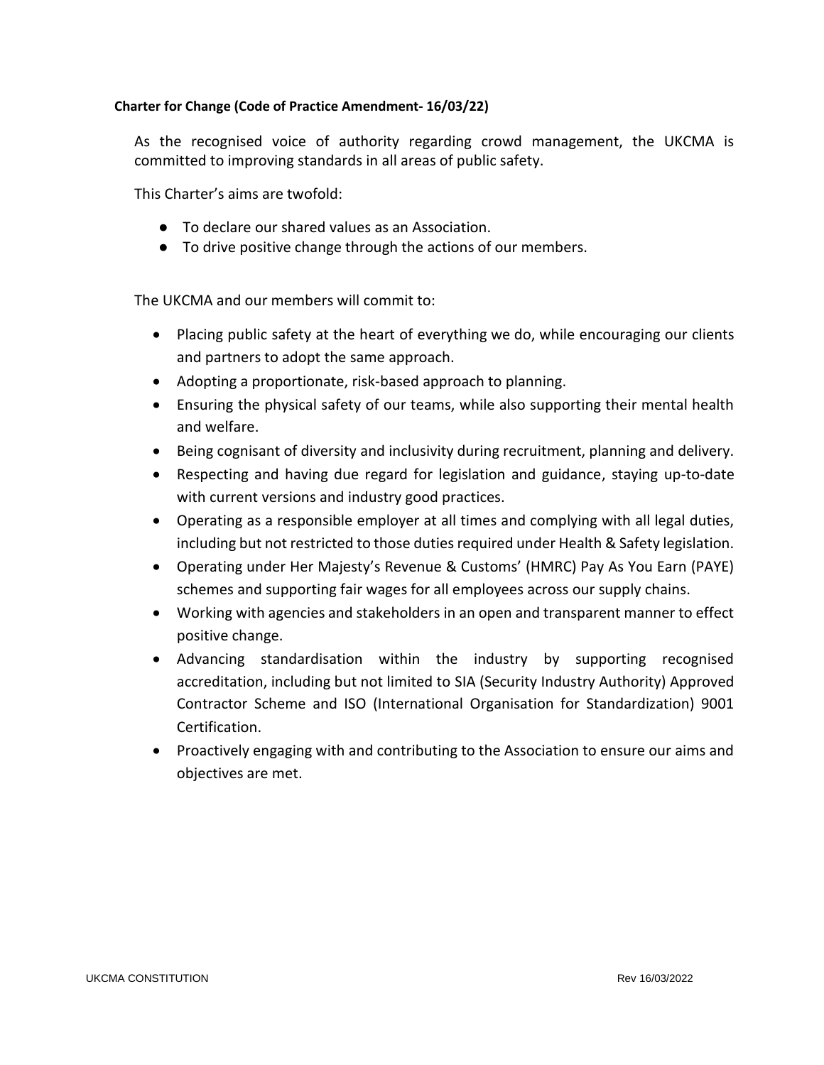**Charter for Change (Code of Practice Amendment- 16/03/22)**

As the recognised voice of authority regarding crowd management, the UKCMA is committed to improving standards in all areas of public safety.

This Charter's aims are twofold:

- To declare our shared values as an Association.
- To drive positive change through the actions of our members.

The UKCMA and our members will commit to:

- Placing public safety at the heart of everything we do, while encouraging our clients and partners to adopt the same approach.
- Adopting a proportionate, risk-based approach to planning.
- Ensuring the physical safety of our teams, while also supporting their mental health and welfare.
- Being cognisant of diversity and inclusivity during recruitment, planning and delivery.
- Respecting and having due regard for legislation and guidance, staying up-to-date with current versions and industry good practices.
- Operating as a responsible employer at all times and complying with all legal duties, including but not restricted to those duties required under Health & Safety legislation.
- Operating under Her Majesty's Revenue & Customs' (HMRC) Pay As You Earn (PAYE) schemes and supporting fair wages for all employees across our supply chains.
- Working with agencies and stakeholders in an open and transparent manner to effect positive change.
- Advancing standardisation within the industry by supporting recognised accreditation, including but not limited to SIA (Security Industry Authority) Approved Contractor Scheme and ISO (International Organisation for Standardization) 9001 Certification.
- Proactively engaging with and contributing to the Association to ensure our aims and objectives are met.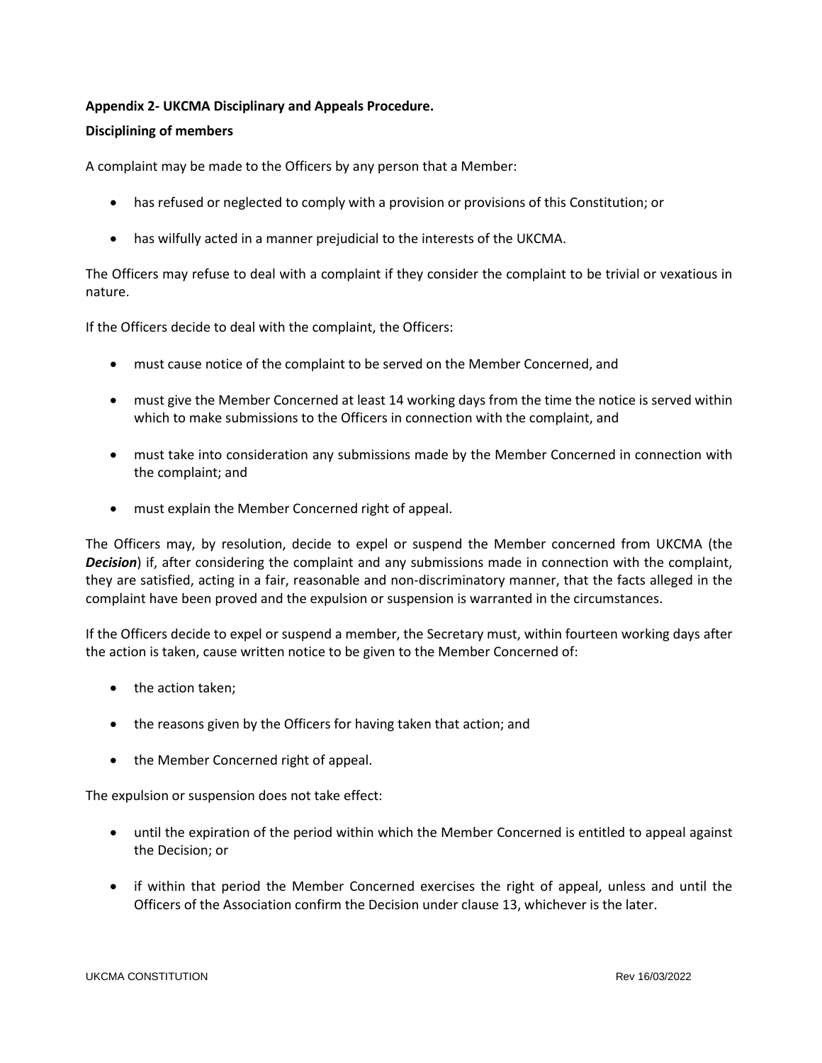**Appendix 2- UKCMA Disciplinary and Appeals Procedure.**

**Disciplining of members**

A complaint may be made to the Officers by any person that a Member:

- has refused or neglected to comply with a provision or provisions of this Constitution; or
- has wilfully acted in a manner prejudicial to the interests of the UKCMA.

The Officers may refuse to deal with a complaint if they consider the complaint to be trivial or vexatious in nature.

If the Officers decide to deal with the complaint, the Officers:

- must cause notice of the complaint to be served on the Member Concerned, and
- must give the Member Concerned at least 14 working days from the time the notice is served within which to make submissions to the Officers in connection with the complaint, and
- must take into consideration any submissions made by the Member Concerned in connection with the complaint; and
- must explain the Member Concerned right of appeal.

The Officers may, by resolution, decide to expel or suspend the Member concerned from UKCMA (the ***Decision***) if, after considering the complaint and any submissions made in connection with the complaint, they are satisfied, acting in a fair, reasonable and non-discriminatory manner, that the facts alleged in the complaint have been proved and the expulsion or suspension is warranted in the circumstances.

If the Officers decide to expel or suspend a member, the Secretary must, within fourteen working days after the action is taken, cause written notice to be given to the Member Concerned of:

- the action taken;
- the reasons given by the Officers for having taken that action; and
- the Member Concerned right of appeal.

The expulsion or suspension does not take effect:

- until the expiration of the period within which the Member Concerned is entitled to appeal against the Decision; or
- if within that period the Member Concerned exercises the right of appeal, unless and until the Officers of the Association confirm the Decision under clause 13, whichever is the later.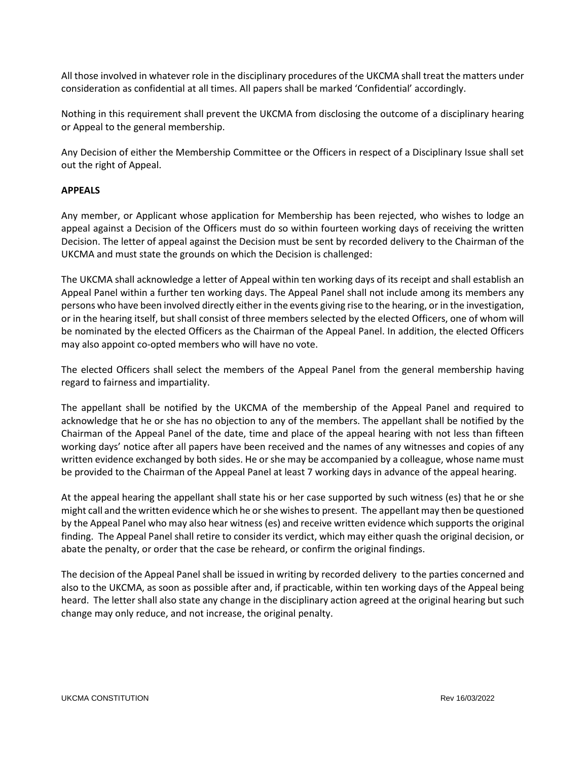All those involved in whatever role in the disciplinary procedures of the UKCMA shall treat the matters under consideration as confidential at all times. All papers shall be marked 'Confidential' accordingly.

Nothing in this requirement shall prevent the UKCMA from disclosing the outcome of a disciplinary hearing or Appeal to the general membership.

Any Decision of either the Membership Committee or the Officers in respect of a Disciplinary Issue shall set out the right of Appeal.

**APPEALS**

Any member, or Applicant whose application for Membership has been rejected, who wishes to lodge an appeal against a Decision of the Officers must do so within fourteen working days of receiving the written Decision. The letter of appeal against the Decision must be sent by recorded delivery to the Chairman of the UKCMA and must state the grounds on which the Decision is challenged:

The UKCMA shall acknowledge a letter of Appeal within ten working days of its receipt and shall establish an Appeal Panel within a further ten working days. The Appeal Panel shall not include among its members any persons who have been involved directly either in the events giving rise to the hearing, or in the investigation, or in the hearing itself, but shall consist of three members selected by the elected Officers, one of whom will be nominated by the elected Officers as the Chairman of the Appeal Panel. In addition, the elected Officers may also appoint co-opted members who will have no vote.

The elected Officers shall select the members of the Appeal Panel from the general membership having regard to fairness and impartiality.

The appellant shall be notified by the UKCMA of the membership of the Appeal Panel and required to acknowledge that he or she has no objection to any of the members. The appellant shall be notified by the Chairman of the Appeal Panel of the date, time and place of the appeal hearing with not less than fifteen working days' notice after all papers have been received and the names of any witnesses and copies of any written evidence exchanged by both sides. He or she may be accompanied by a colleague, whose name must be provided to the Chairman of the Appeal Panel at least 7 working days in advance of the appeal hearing.

At the appeal hearing the appellant shall state his or her case supported by such witness (es) that he or she might call and the written evidence which he or she wishes to present. The appellant may then be questioned by the Appeal Panel who may also hear witness (es) and receive written evidence which supports the original finding. The Appeal Panel shall retire to consider its verdict, which may either quash the original decision, or abate the penalty, or order that the case be reheard, or confirm the original findings.

The decision of the Appeal Panel shall be issued in writing by recorded delivery to the parties concerned and also to the UKCMA, as soon as possible after and, if practicable, within ten working days of the Appeal being heard. The letter shall also state any change in the disciplinary action agreed at the original hearing but such change may only reduce, and not increase, the original penalty.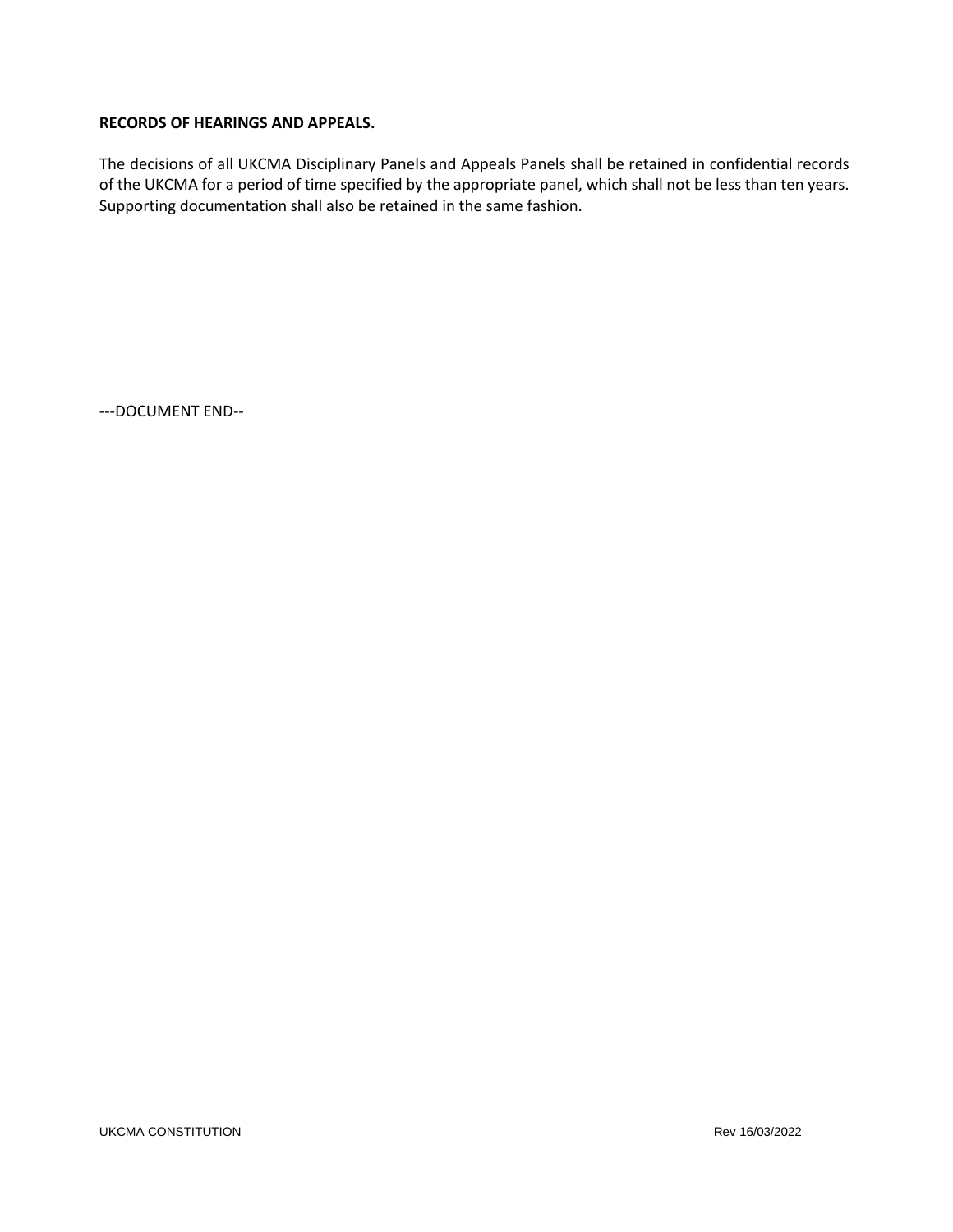**RECORDS OF HEARINGS AND APPEALS.**

The decisions of all UKCMA Disciplinary Panels and Appeals Panels shall be retained in confidential records of the UKCMA for a period of time specified by the appropriate panel, which shall not be less than ten years. Supporting documentation shall also be retained in the same fashion.

---DOCUMENT END--